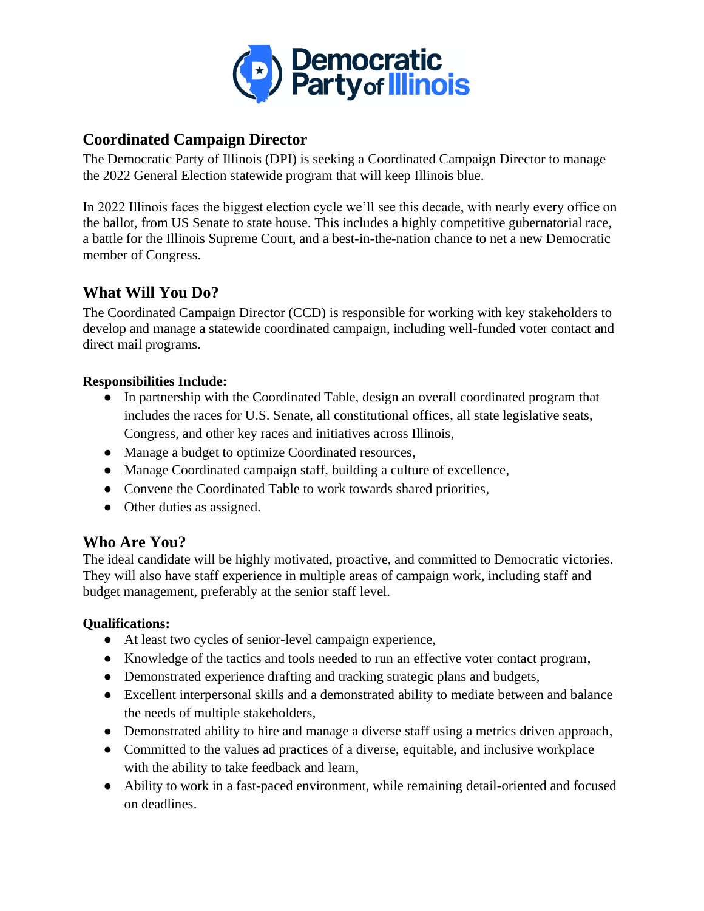# Coordinated Campaign Director

The Democratic Party of Illinois (DPI) is seeking a Coordinated Campaign Director to manage the 2022 General Election statewide program that will keep Illinois blue.

In 2022 Illinois faces the biggest election cycle we'll see this decade, with nearly every office on the ballot, from US Senate to state house. This includes a highly competitive gubernatorial race, a battle for the Illinois Supreme Court, and a best-in-the-nation chance to net a new Democratic member of Congress.

## What Will You Do?

The Coordinated Campaign Director (CCD) is responsible for working with key stakeholders to develop and manage a statewide coordinated campaign, including well-funded voter contact and direct mail programs.

**Responsibilities Include:**

- In partnership with the Coordinated Table, design an overall coordinated program that includes the races for U.S. Senate, all constitutional offices, all state legislative seats, Congress, and other key races and initiatives across Illinois,
- Manage a budget to optimize Coordinated resources,
- Manage Coordinated campaign staff, building a culture of excellence,
- Convene the Coordinated Table to work towards shared priorities,
- Other duties as assigned.

## Who Are You?

The ideal candidate will be highly motivated, proactive, and committed to Democratic victories. They will also have staff experience in multiple areas of campaign work, including staff and budget management, preferably at the senior staff level.

**Qualifications:**

- At least two cycles of senior-level campaign experience,
- Knowledge of the tactics and tools needed to run an effective voter contact program,
- Demonstrated experience drafting and tracking strategic plans and budgets,
- Excellent interpersonal skills and a demonstrated ability to mediate between and balance the needs of multiple stakeholders,
- Demonstrated ability to hire and manage a diverse staff using a metrics driven approach,
- Committed to the values ad practices of a diverse, equitable, and inclusive workplace with the ability to take feedback and learn,
- Ability to work in a fast-paced environment, while remaining detail-oriented and focused on deadlines.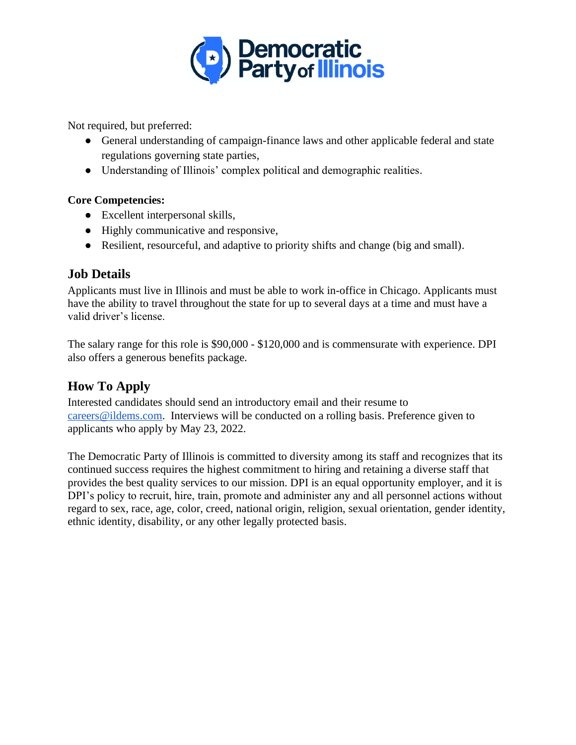Not required, but preferred:

- General understanding of campaign-finance laws and other applicable federal and state regulations governing state parties,
- Understanding of Illinois' complex political and demographic realities.

**Core Competencies:**

- Excellent interpersonal skills,
- Highly communicative and responsive,
- Resilient, resourceful, and adaptive to priority shifts and change (big and small).

## Job Details

Applicants must live in Illinois and must be able to work in-office in Chicago. Applicants must have the ability to travel throughout the state for up to several days at a time and must have a valid driver's license.

The salary range for this role is $90,000 - $120,000 and is commensurate with experience. DPI also offers a generous benefits package.

## How To Apply

Interested candidates should send an introductory email and their resume to careers@ildems.com. Interviews will be conducted on a rolling basis. Preference given to applicants who apply by May 23, 2022.

The Democratic Party of Illinois is committed to diversity among its staff and recognizes that its continued success requires the highest commitment to hiring and retaining a diverse staff that provides the best quality services to our mission. DPI is an equal opportunity employer, and it is DPI's policy to recruit, hire, train, promote and administer any and all personnel actions without regard to sex, race, age, color, creed, national origin, religion, sexual orientation, gender identity, ethnic identity, disability, or any other legally protected basis.